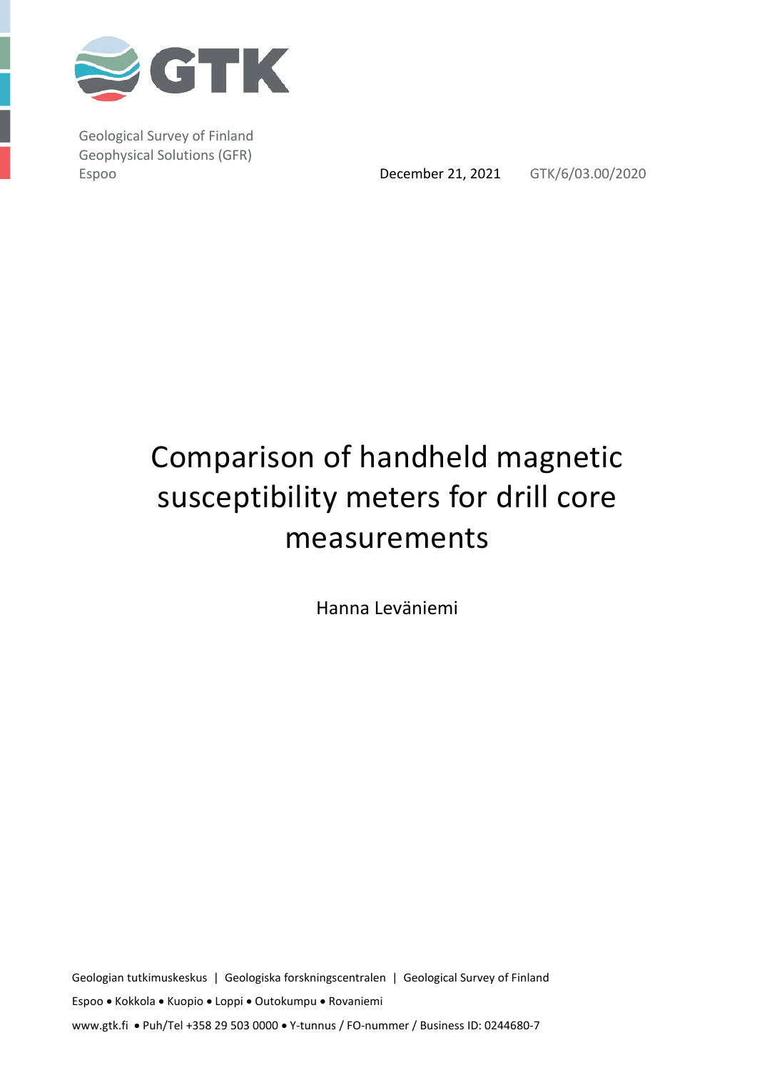GTK

Geological Survey of Finland
Geophysical Solutions (GFR)
Espoo

December 21, 2021 GTK/6/03.00/2020

# Comparison of handheld magnetic susceptibility meters for drill core measurements

Hanna Leväniemi

Geologian tutkimuskeskus | Geologiska forskningscentralen | Geological Survey of Finland

Espoo • Kokkola • Kuopio • Loppi • Outokumpu • Rovaniemi

www.gtk.fi • Puh/Tel +358 29 503 0000 • Y-tunnus / FO-nummer / Business ID: 0244680-7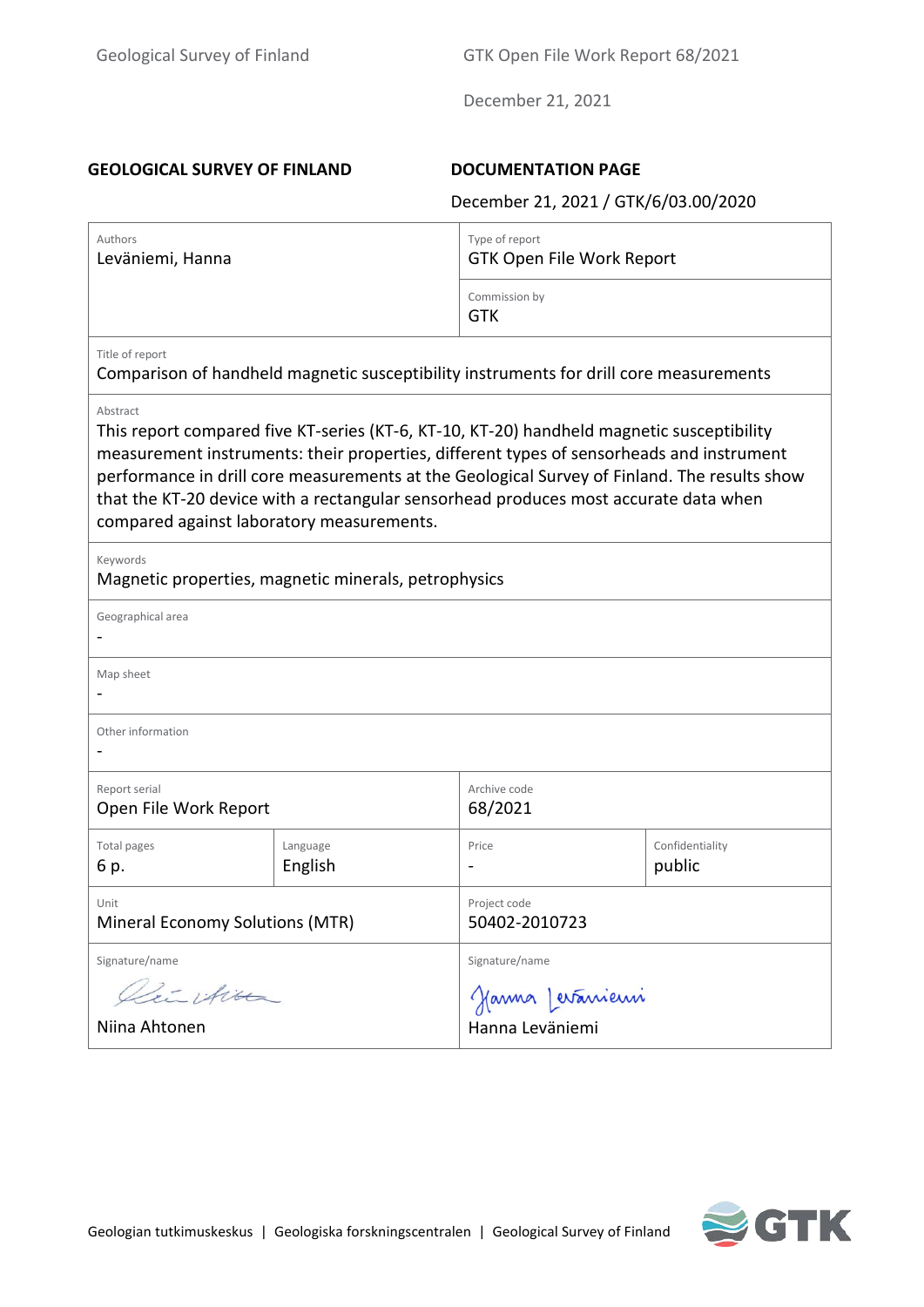**GEOLOGICAL SURVEY OF FINLAND** **DOCUMENTATION PAGE**

December 21, 2021 / GTK/6/03.00/2020

| Authors<br>Leväniemi, Hanna | Type of report<br>GTK Open File Work Report |
|---|---|
| | Commission by<br>GTK |

**Title of report**
Comparison of handheld magnetic susceptibility instruments for drill core measurements

**Abstract**
This report compared five KT-series (KT-6, KT-10, KT-20) handheld magnetic susceptibility measurement instruments: their properties, different types of sensorheads and instrument performance in drill core measurements at the Geological Survey of Finland. The results show that the KT-20 device with a rectangular sensorhead produces most accurate data when compared against laboratory measurements.

**Keywords**
Magnetic properties, magnetic minerals, petrophysics

**Geographical area**
-

**Map sheet**
-

**Other information**
-

| Report serial<br>Open File Work Report | | Archive code<br>68/2021 | |
|---|---|---|---|
| Total pages<br>6 p. | Language<br>English | Price<br>- | Confidentiality<br>public |
| Unit<br>Mineral Economy Solutions (MTR) | | Project code<br>50402-2010723 | |
| Signature/name<br>Niina Ahtonen | | Signature/name<br>Hanna Leväniemi | |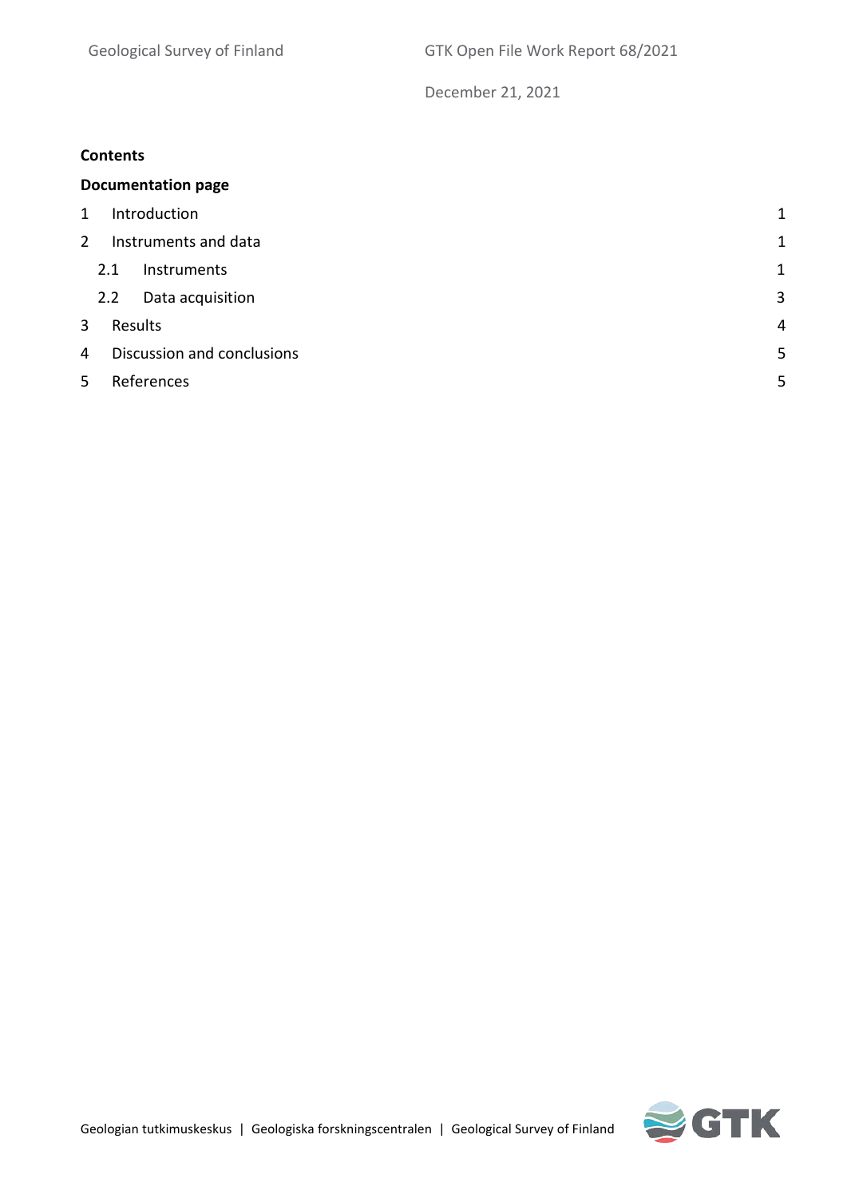**Contents**

**Documentation page**

| | | |
|---|---|---|
| 1 | Introduction | 1 |
| 2 | Instruments and data | 1 |
| 2.1 | Instruments | 1 |
| 2.2 | Data acquisition | 3 |
| 3 | Results | 4 |
| 4 | Discussion and conclusions | 5 |
| 5 | References | 5 |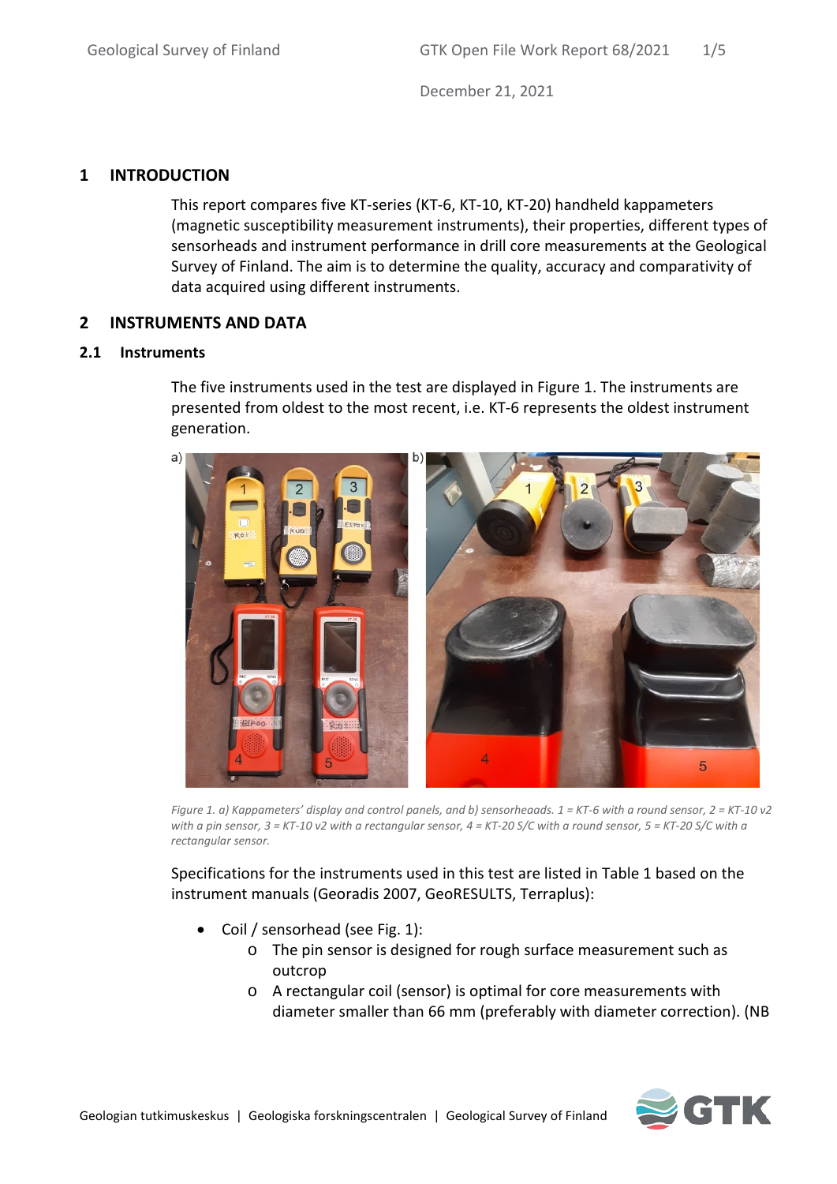# 1 INTRODUCTION

This report compares five KT-series (KT-6, KT-10, KT-20) handheld kappameters (magnetic susceptibility measurement instruments), their properties, different types of sensorheads and instrument performance in drill core measurements at the Geological Survey of Finland. The aim is to determine the quality, accuracy and comparativity of data acquired using different instruments.

# 2 INSTRUMENTS AND DATA

## 2.1 Instruments

The five instruments used in the test are displayed in Figure 1. The instruments are presented from oldest to the most recent, i.e. KT-6 represents the oldest instrument generation.

*Figure 1. a) Kappameters' display and control panels, and b) sensorheaads. 1 = KT-6 with a round sensor, 2 = KT-10 v2 with a pin sensor, 3 = KT-10 v2 with a rectangular sensor, 4 = KT-20 S/C with a round sensor, 5 = KT-20 S/C with a rectangular sensor.*

Specifications for the instruments used in this test are listed in Table 1 based on the instrument manuals (Georadis 2007, GeoRESULTS, Terraplus):

- Coil / sensorhead (see Fig. 1):
  - The pin sensor is designed for rough surface measurement such as outcrop
  - A rectangular coil (sensor) is optimal for core measurements with diameter smaller than 66 mm (preferably with diameter correction). (NB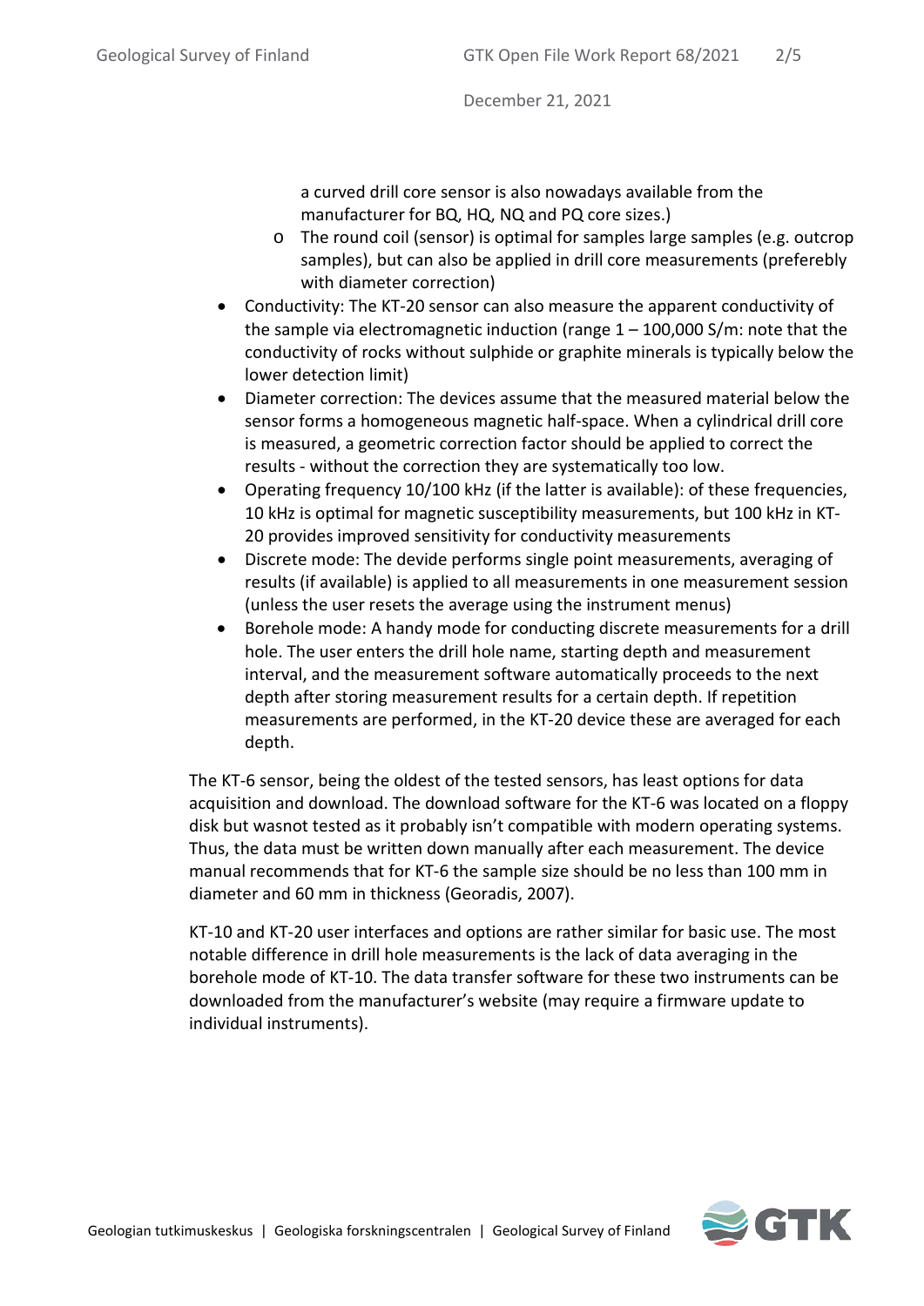a curved drill core sensor is also nowadays available from the manufacturer for BQ, HQ, NQ and PQ core sizes.)

  - The round coil (sensor) is optimal for samples large samples (e.g. outcrop samples), but can also be applied in drill core measurements (preferebly with diameter correction)

- Conductivity: The KT-20 sensor can also measure the apparent conductivity of the sample via electromagnetic induction (range 1 – 100,000 S/m: note that the conductivity of rocks without sulphide or graphite minerals is typically below the lower detection limit)
- Diameter correction: The devices assume that the measured material below the sensor forms a homogeneous magnetic half-space. When a cylindrical drill core is measured, a geometric correction factor should be applied to correct the results - without the correction they are systematically too low.
- Operating frequency 10/100 kHz (if the latter is available): of these frequencies, 10 kHz is optimal for magnetic susceptibility measurements, but 100 kHz in KT-20 provides improved sensitivity for conductivity measurements
- Discrete mode: The devide performs single point measurements, averaging of results (if available) is applied to all measurements in one measurement session (unless the user resets the average using the instrument menus)
- Borehole mode: A handy mode for conducting discrete measurements for a drill hole. The user enters the drill hole name, starting depth and measurement interval, and the measurement software automatically proceeds to the next depth after storing measurement results for a certain depth. If repetition measurements are performed, in the KT-20 device these are averaged for each depth.

The KT-6 sensor, being the oldest of the tested sensors, has least options for data acquisition and download. The download software for the KT-6 was located on a floppy disk but wasnot tested as it probably isn't compatible with modern operating systems. Thus, the data must be written down manually after each measurement. The device manual recommends that for KT-6 the sample size should be no less than 100 mm in diameter and 60 mm in thickness (Georadis, 2007).

KT-10 and KT-20 user interfaces and options are rather similar for basic use. The most notable difference in drill hole measurements is the lack of data averaging in the borehole mode of KT-10. The data transfer software for these two instruments can be downloaded from the manufacturer's website (may require a firmware update to individual instruments).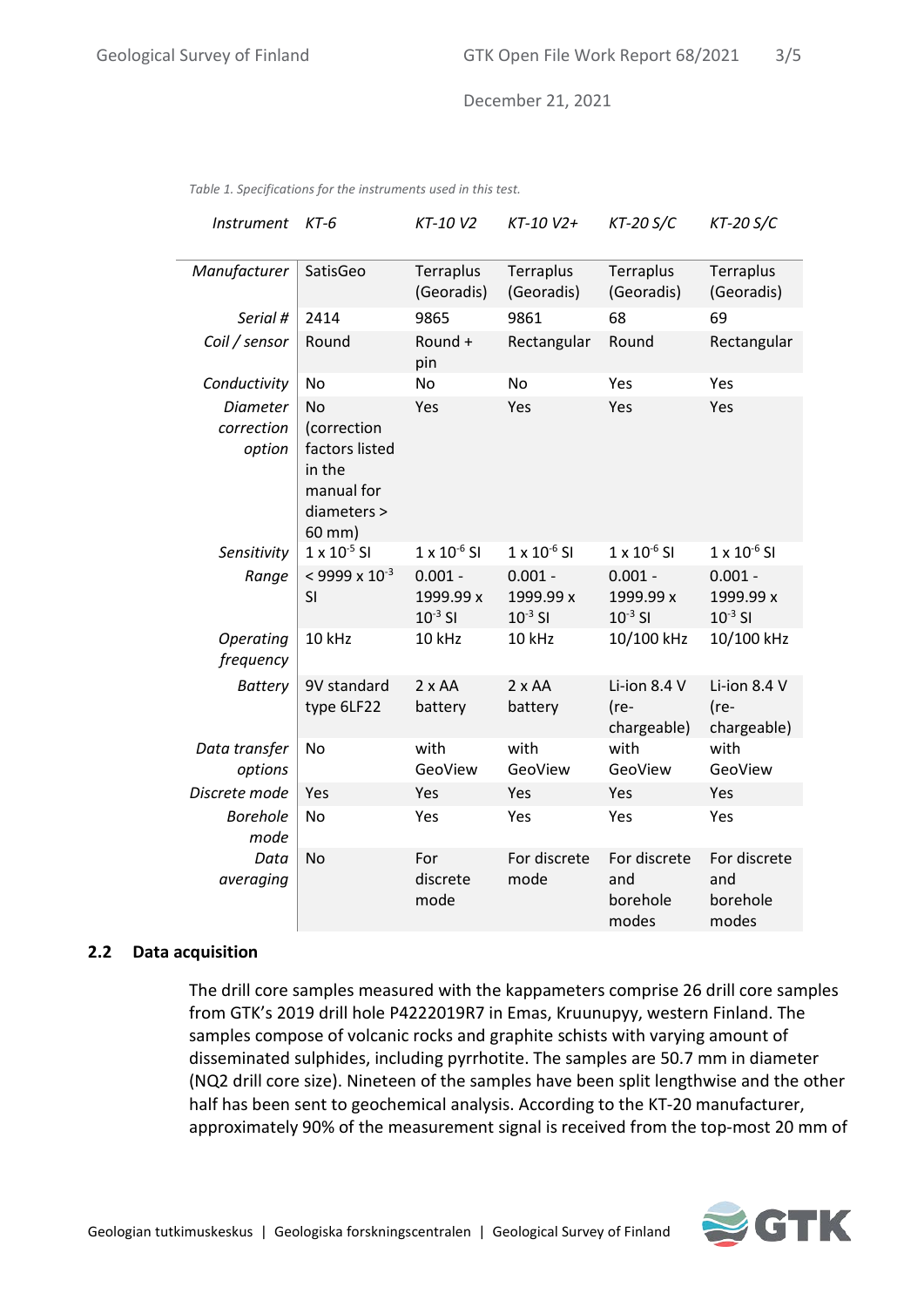*Table 1. Specifications for the instruments used in this test.*

| *Instrument* | *KT-6* | *KT-10 V2* | *KT-10 V2+* | *KT-20 S/C* | *KT-20 S/C* |
|---|---|---|---|---|---|
| *Manufacturer* | SatisGeo | Terraplus (Georadis) | Terraplus (Georadis) | Terraplus (Georadis) | Terraplus (Georadis) |
| *Serial #* | 2414 | 9865 | 9861 | 68 | 69 |
| *Coil / sensor* | Round | Round + pin | Rectangular | Round | Rectangular |
| *Conductivity* | No | No | No | Yes | Yes |
| *Diameter correction option* | No (correction factors listed in the manual for diameters > 60 mm) | Yes | Yes | Yes | Yes |
| *Sensitivity* | $1 \times 10^{-5}$ SI | $1 \times 10^{-6}$ SI | $1 \times 10^{-6}$ SI | $1 \times 10^{-6}$ SI | $1 \times 10^{-6}$ SI |
| *Range* | < $9999 \times 10^{-3}$ SI | 0.001 - $1999.99 \times 10^{-3}$ SI | 0.001 - $1999.99 \times 10^{-3}$ SI | 0.001 - $1999.99 \times 10^{-3}$ SI | 0.001 - $1999.99 \times 10^{-3}$ SI |
| *Operating frequency* | 10 kHz | 10 kHz | 10 kHz | 10/100 kHz | 10/100 kHz |
| *Battery* | 9V standard type 6LF22 | 2 x AA battery | 2 x AA battery | Li-ion 8.4 V (re-chargeable) | Li-ion 8.4 V (re-chargeable) |
| *Data transfer options* | No | with GeoView | with GeoView | with GeoView | with GeoView |
| *Discrete mode* | Yes | Yes | Yes | Yes | Yes |
| *Borehole mode* | No | Yes | Yes | Yes | Yes |
| *Data averaging* | No | For discrete mode | For discrete mode | For discrete and borehole modes | For discrete and borehole modes |

## 2.2 Data acquisition

The drill core samples measured with the kappameters comprise 26 drill core samples from GTK's 2019 drill hole P4222019R7 in Emas, Kruunupyy, western Finland. The samples compose of volcanic rocks and graphite schists with varying amount of disseminated sulphides, including pyrrhotite. The samples are 50.7 mm in diameter (NQ2 drill core size). Nineteen of the samples have been split lengthwise and the other half has been sent to geochemical analysis. According to the KT-20 manufacturer, approximately 90% of the measurement signal is received from the top-most 20 mm of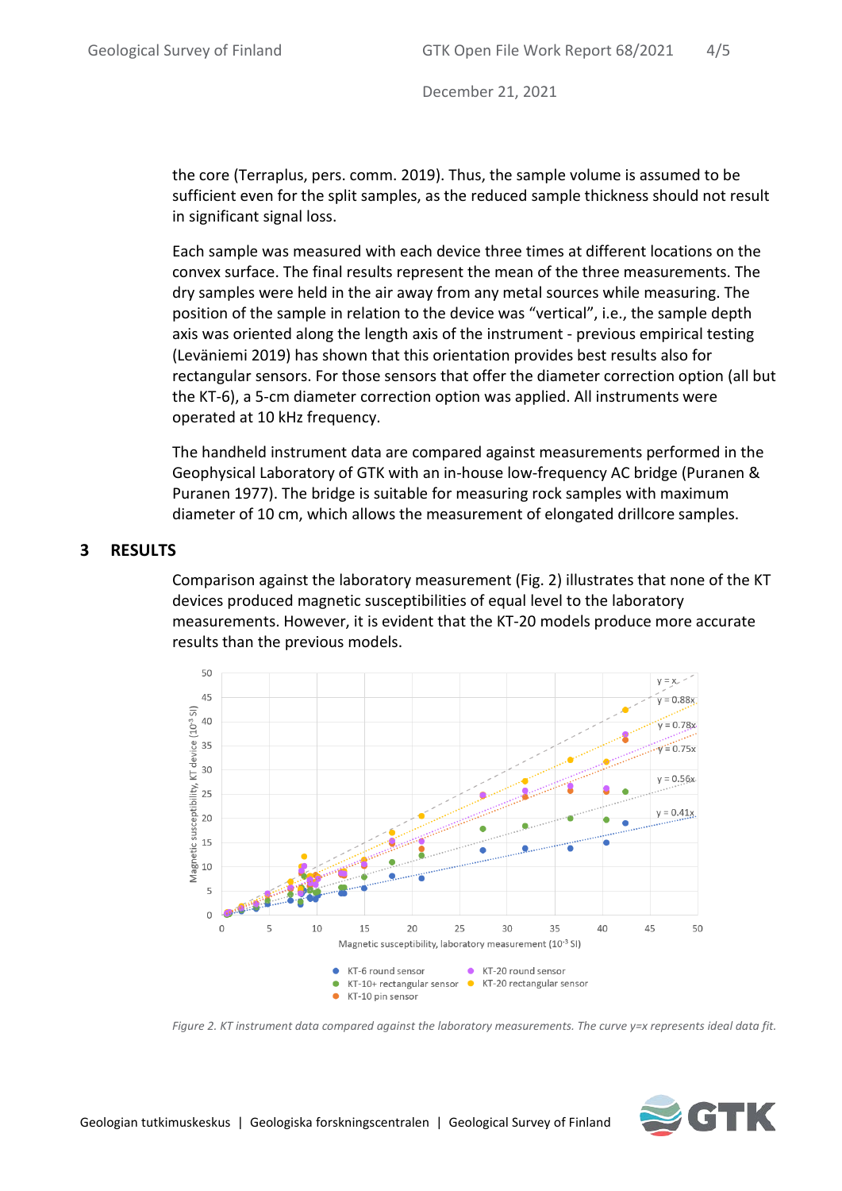the core (Terraplus, pers. comm. 2019). Thus, the sample volume is assumed to be sufficient even for the split samples, as the reduced sample thickness should not result in significant signal loss.

Each sample was measured with each device three times at different locations on the convex surface. The final results represent the mean of the three measurements. The dry samples were held in the air away from any metal sources while measuring. The position of the sample in relation to the device was "vertical", i.e., the sample depth axis was oriented along the length axis of the instrument - previous empirical testing (Leväniemi 2019) has shown that this orientation provides best results also for rectangular sensors. For those sensors that offer the diameter correction option (all but the KT-6), a 5-cm diameter correction option was applied. All instruments were operated at 10 kHz frequency.

The handheld instrument data are compared against measurements performed in the Geophysical Laboratory of GTK with an in-house low-frequency AC bridge (Puranen & Puranen 1977). The bridge is suitable for measuring rock samples with maximum diameter of 10 cm, which allows the measurement of elongated drillcore samples.

## 3 RESULTS

Comparison against the laboratory measurement (Fig. 2) illustrates that none of the KT devices produced magnetic susceptibilities of equal level to the laboratory measurements. However, it is evident that the KT-20 models produce more accurate results than the previous models.

*Figure 2. KT instrument data compared against the laboratory measurements. The curve y=x represents ideal data fit.*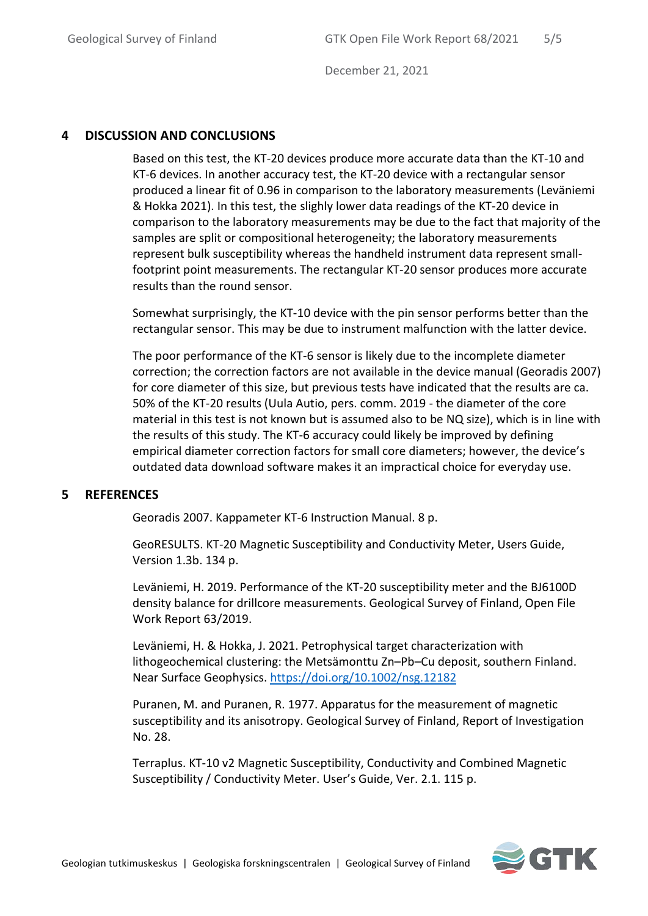## 4 DISCUSSION AND CONCLUSIONS

Based on this test, the KT-20 devices produce more accurate data than the KT-10 and KT-6 devices. In another accuracy test, the KT-20 device with a rectangular sensor produced a linear fit of 0.96 in comparison to the laboratory measurements (Leväniemi & Hokka 2021). In this test, the slighly lower data readings of the KT-20 device in comparison to the laboratory measurements may be due to the fact that majority of the samples are split or compositional heterogeneity; the laboratory measurements represent bulk susceptibility whereas the handheld instrument data represent small-footprint point measurements. The rectangular KT-20 sensor produces more accurate results than the round sensor.

Somewhat surprisingly, the KT-10 device with the pin sensor performs better than the rectangular sensor. This may be due to instrument malfunction with the latter device.

The poor performance of the KT-6 sensor is likely due to the incomplete diameter correction; the correction factors are not available in the device manual (Georadis 2007) for core diameter of this size, but previous tests have indicated that the results are ca. 50% of the KT-20 results (Uula Autio, pers. comm. 2019 - the diameter of the core material in this test is not known but is assumed also to be NQ size), which is in line with the results of this study. The KT-6 accuracy could likely be improved by defining empirical diameter correction factors for small core diameters; however, the device's outdated data download software makes it an impractical choice for everyday use.

## 5 REFERENCES

Georadis 2007. Kappameter KT-6 Instruction Manual. 8 p.

GeoRESULTS. KT-20 Magnetic Susceptibility and Conductivity Meter, Users Guide, Version 1.3b. 134 p.

Leväniemi, H. 2019. Performance of the KT-20 susceptibility meter and the BJ6100D density balance for drillcore measurements. Geological Survey of Finland, Open File Work Report 63/2019.

Leväniemi, H. & Hokka, J. 2021. Petrophysical target characterization with lithogeochemical clustering: the Metsämonttu Zn–Pb–Cu deposit, southern Finland. Near Surface Geophysics. https://doi.org/10.1002/nsg.12182

Puranen, M. and Puranen, R. 1977. Apparatus for the measurement of magnetic susceptibility and its anisotropy. Geological Survey of Finland, Report of Investigation No. 28.

Terraplus. KT-10 v2 Magnetic Susceptibility, Conductivity and Combined Magnetic Susceptibility / Conductivity Meter. User's Guide, Ver. 2.1. 115 p.